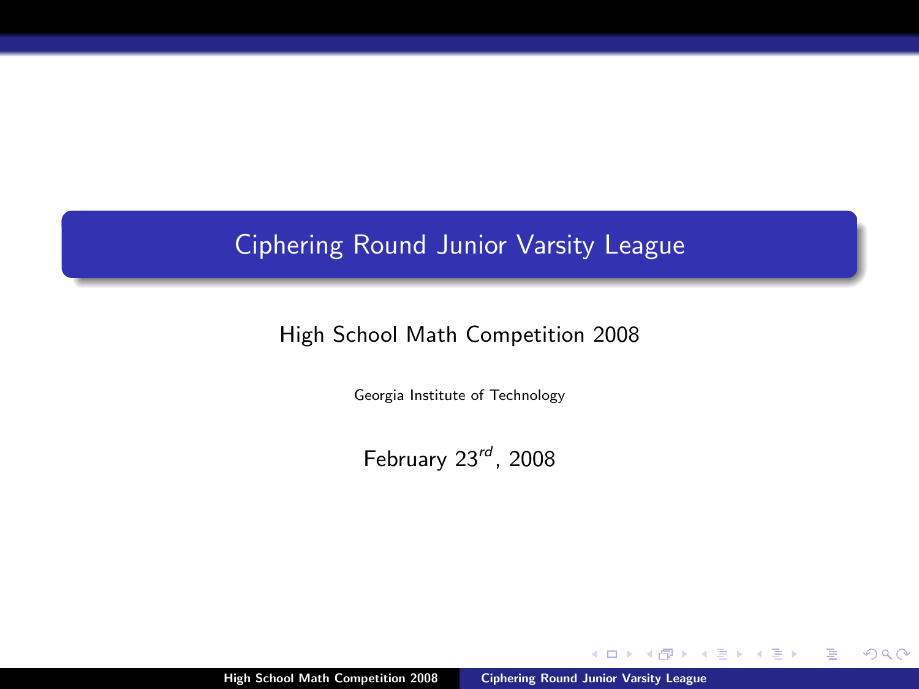# Ciphering Round Junior Varsity League

High School Math Competition 2008

Georgia Institute of Technology

February 23rd, 2008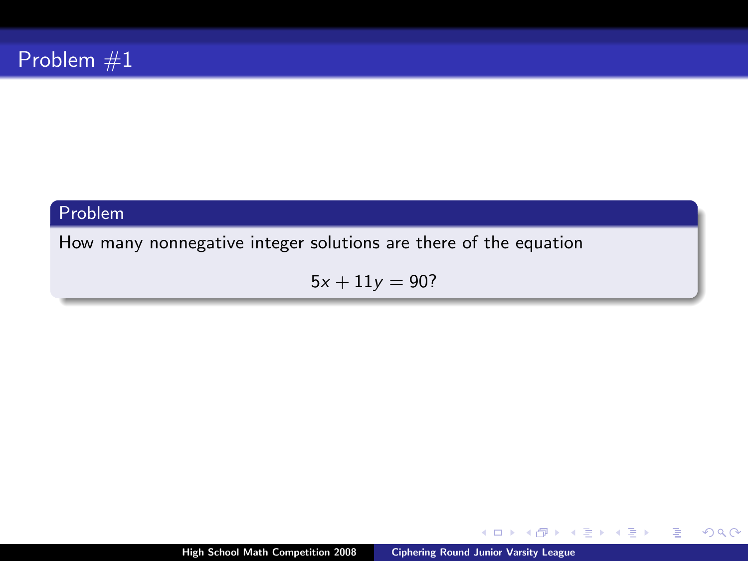# Problem #1

## Problem

How many nonnegative integer solutions are there of the equation

$$5x + 11y = 90?$$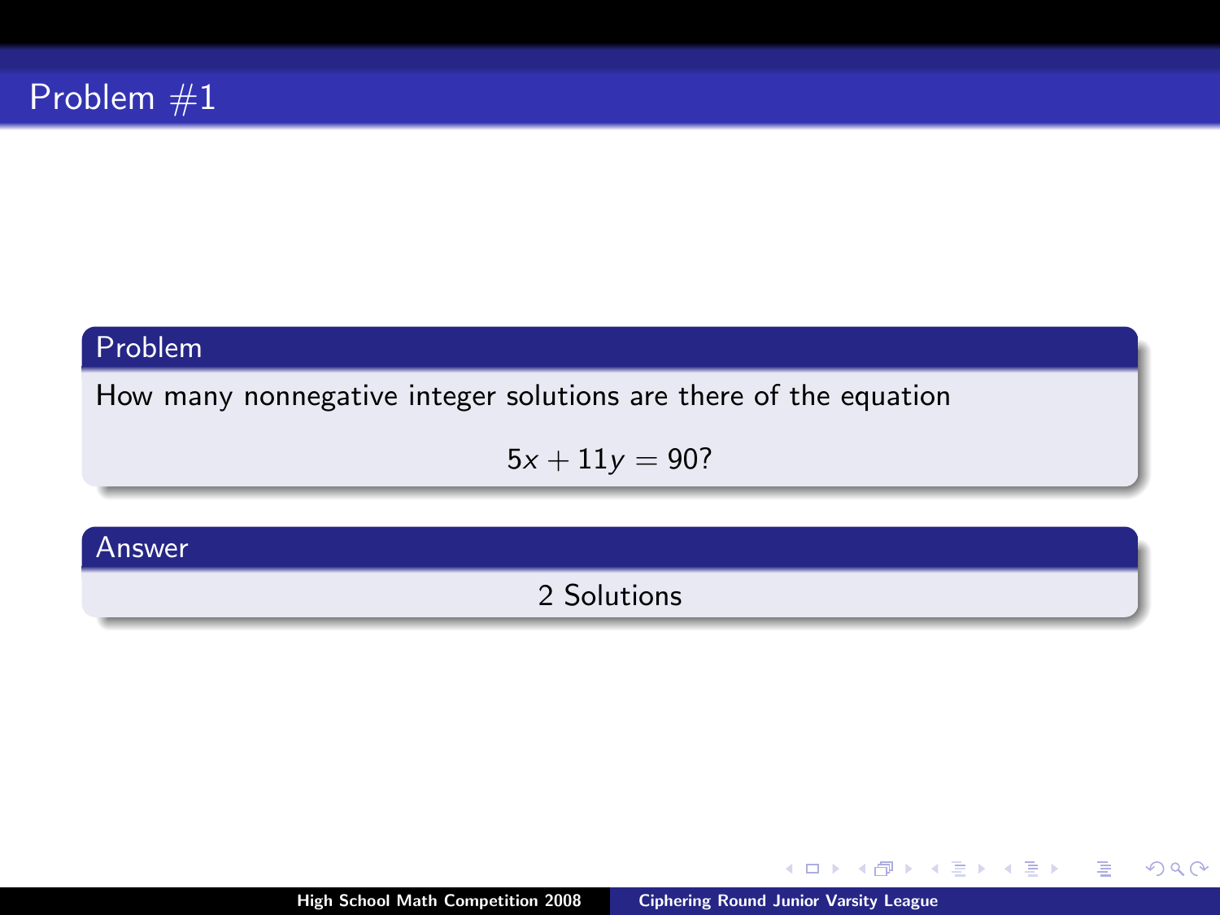# Problem #1

## Problem

How many nonnegative integer solutions are there of the equation

$$5x + 11y = 90?$$

## Answer

2 Solutions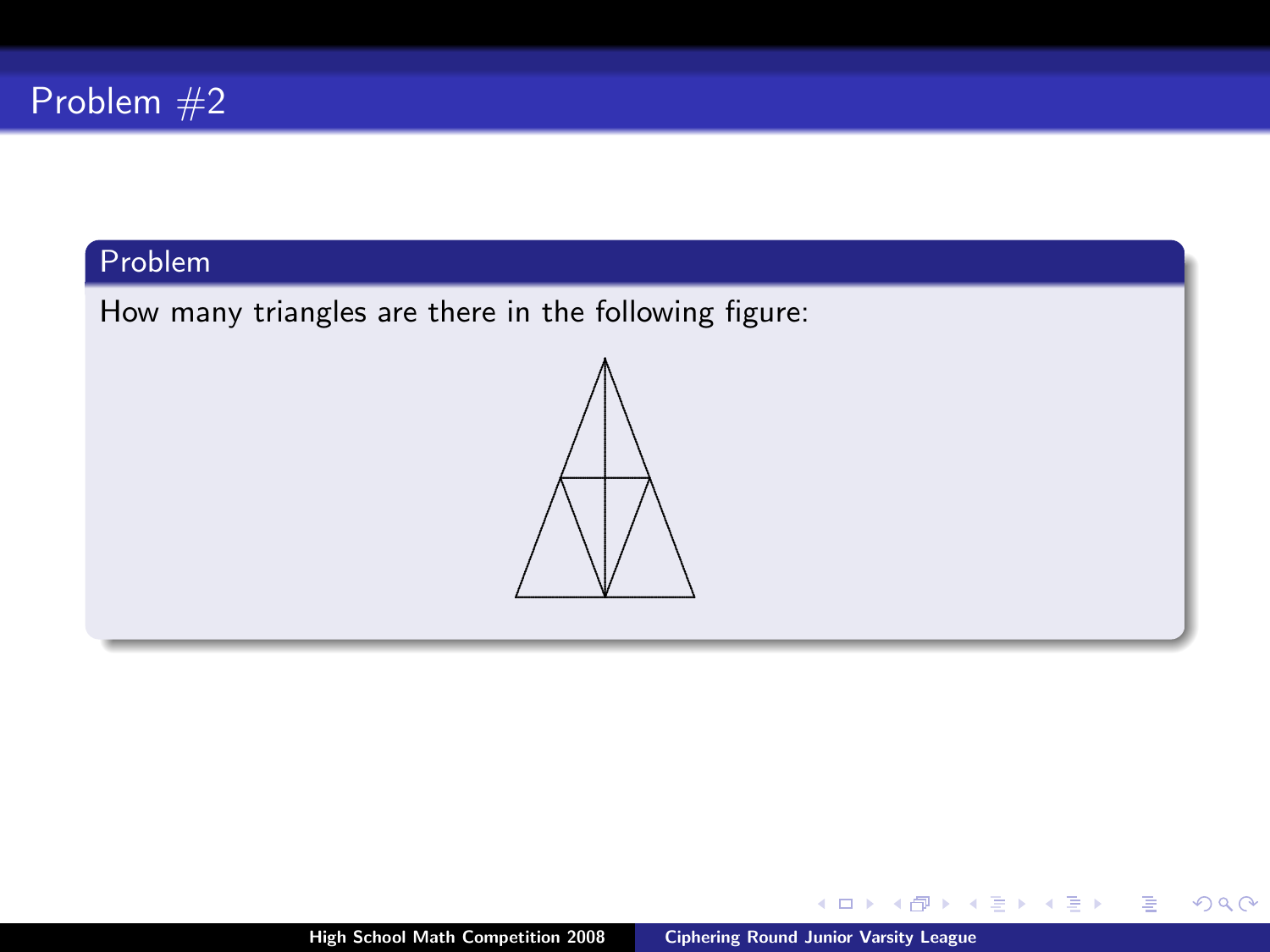# Problem #2

## Problem

How many triangles are there in the following figure: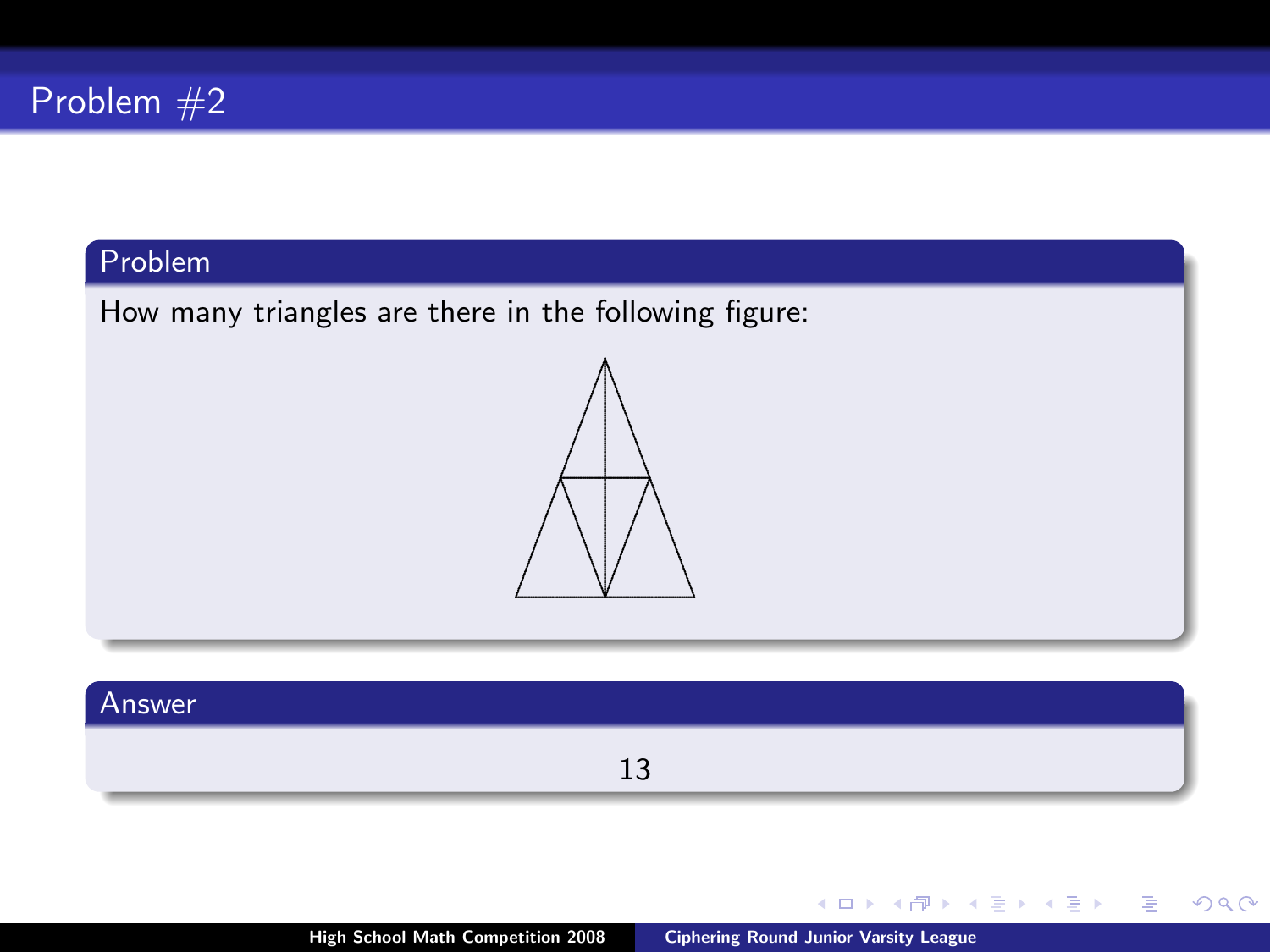# Problem #2

## Problem

How many triangles are there in the following figure:

## Answer

13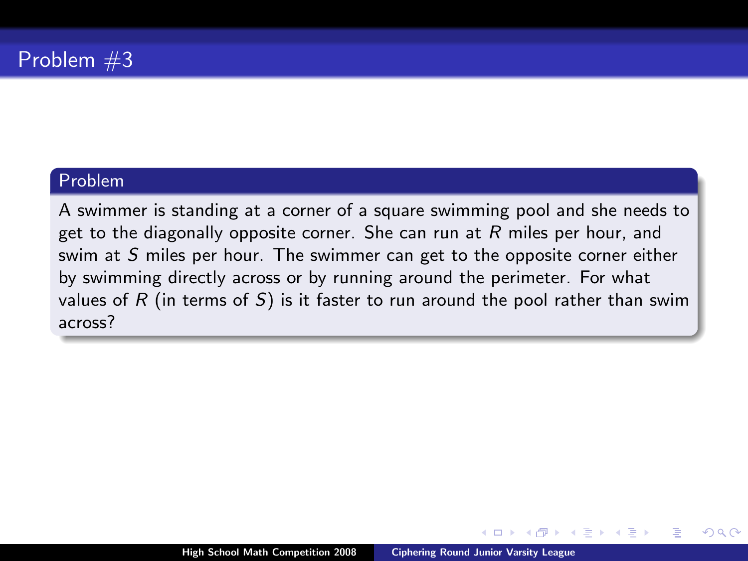# Problem #3

## Problem

A swimmer is standing at a corner of a square swimming pool and she needs to get to the diagonally opposite corner. She can run at $R$ miles per hour, and swim at $S$ miles per hour. The swimmer can get to the opposite corner either by swimming directly across or by running around the perimeter. For what values of $R$ (in terms of $S$) is it faster to run around the pool rather than swim across?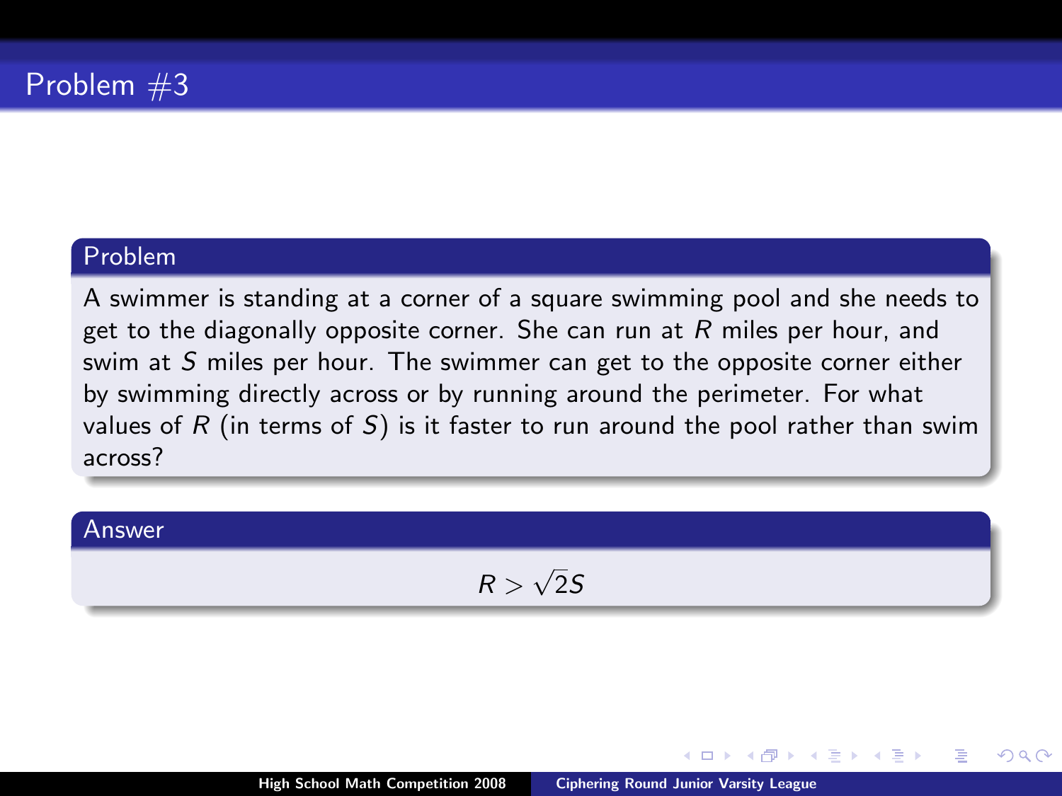# Problem #3

## Problem

A swimmer is standing at a corner of a square swimming pool and she needs to get to the diagonally opposite corner. She can run at $R$ miles per hour, and swim at $S$ miles per hour. The swimmer can get to the opposite corner either by swimming directly across or by running around the perimeter. For what values of $R$ (in terms of $S$) is it faster to run around the pool rather than swim across?

## Answer

$$R > \sqrt{2}S$$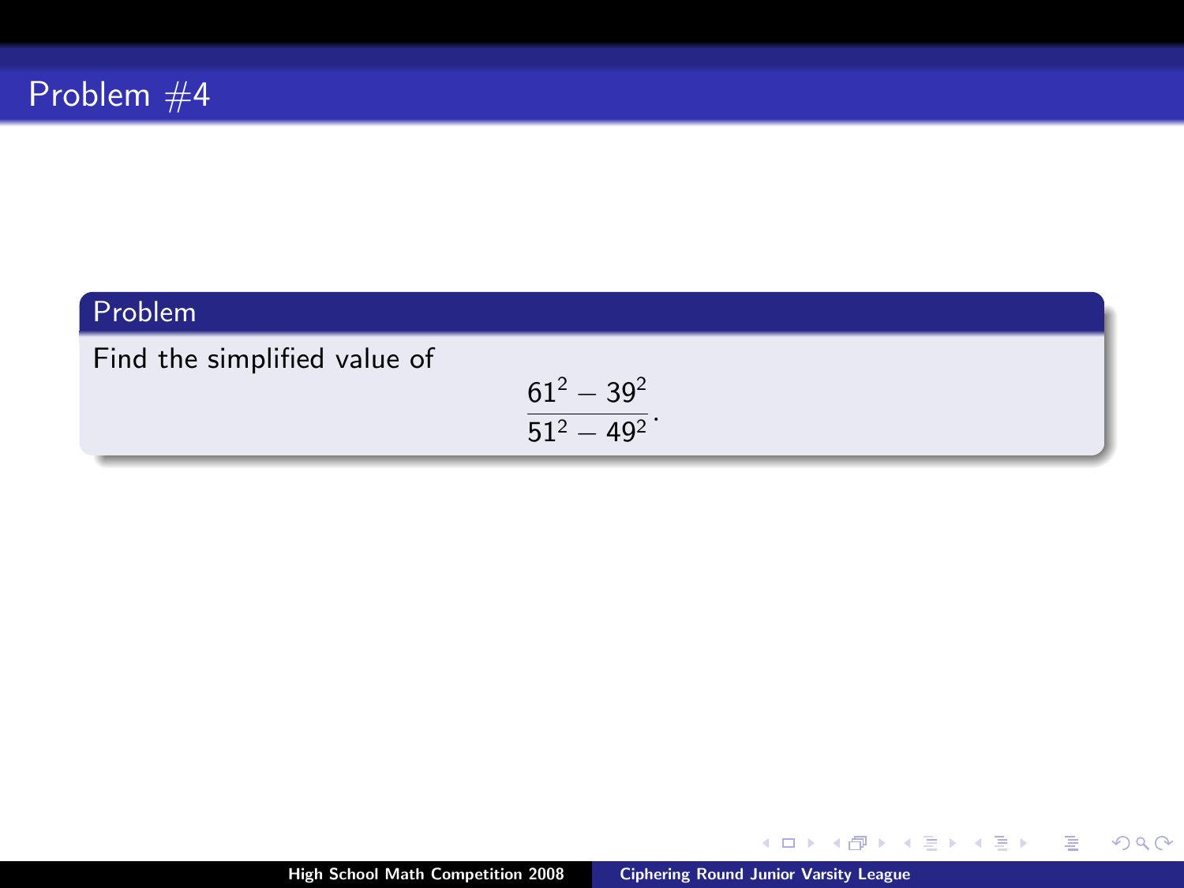# Problem #4

## Problem

Find the simplified value of

$$\frac{61^2 - 39^2}{51^2 - 49^2}.$$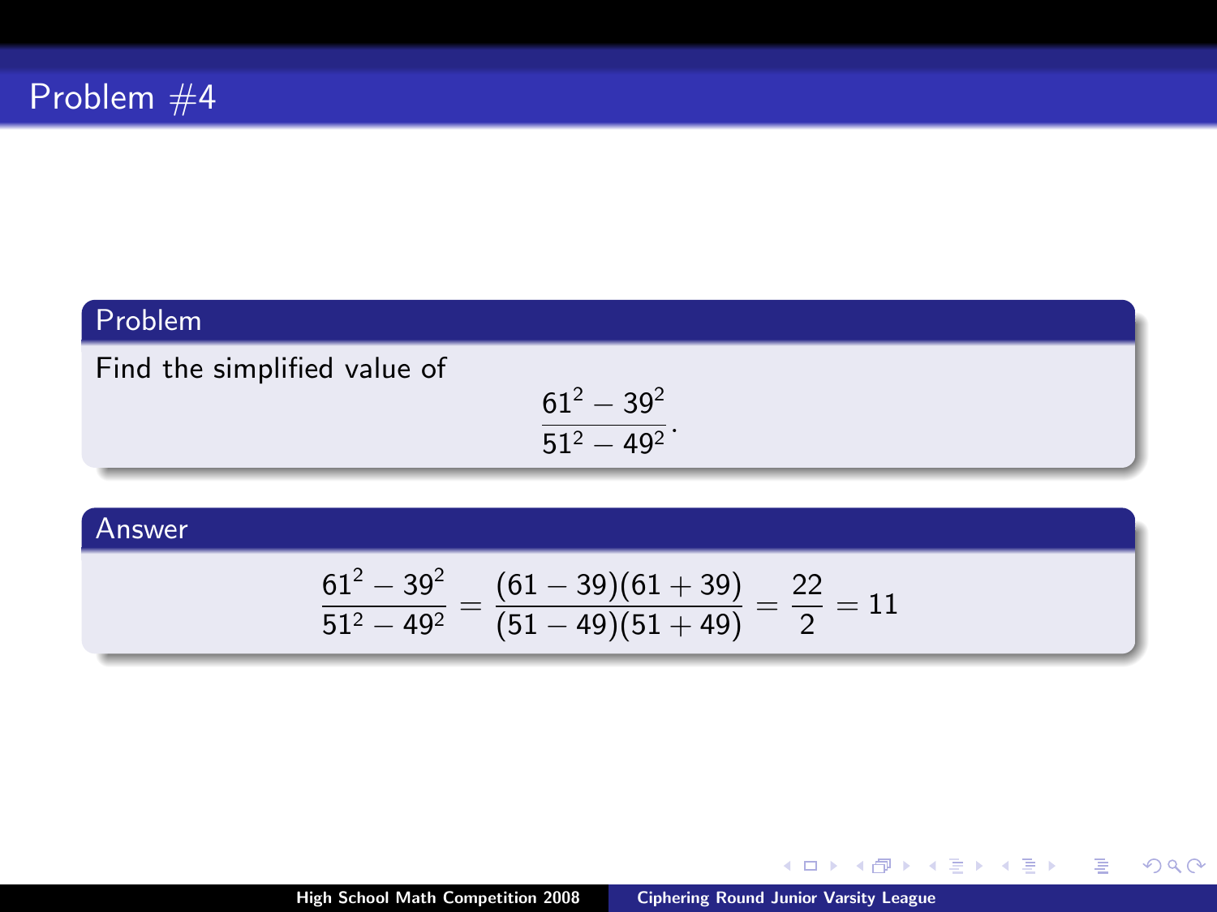## Problem #4

### Problem

Find the simplified value of

$$\frac{61^2 - 39^2}{51^2 - 49^2}.$$

### Answer

$$\frac{61^2 - 39^2}{51^2 - 49^2} = \frac{(61-39)(61+39)}{(51-49)(51+49)} = \frac{22}{2} = 11$$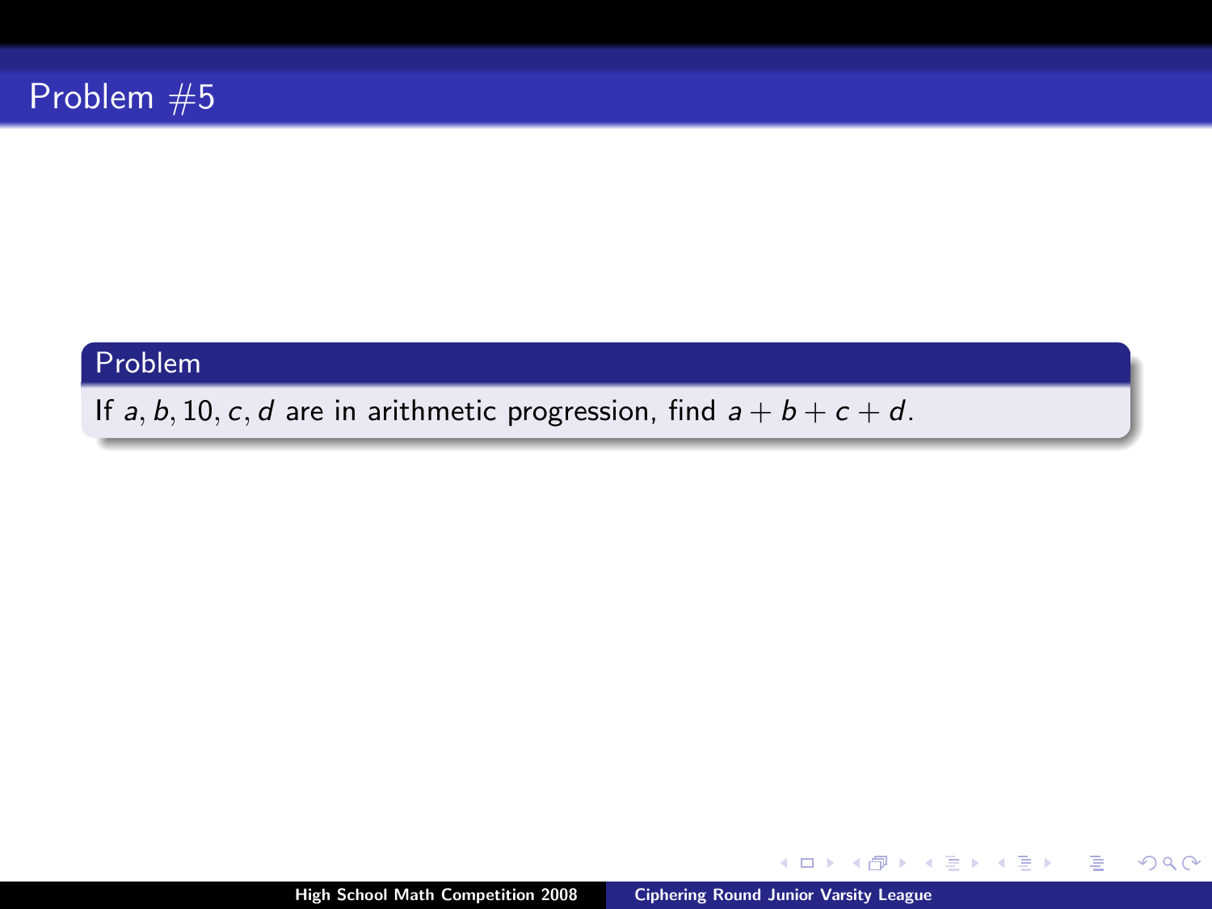# Problem #5

## Problem

If $a, b, 10, c, d$ are in arithmetic progression, find $a + b + c + d$.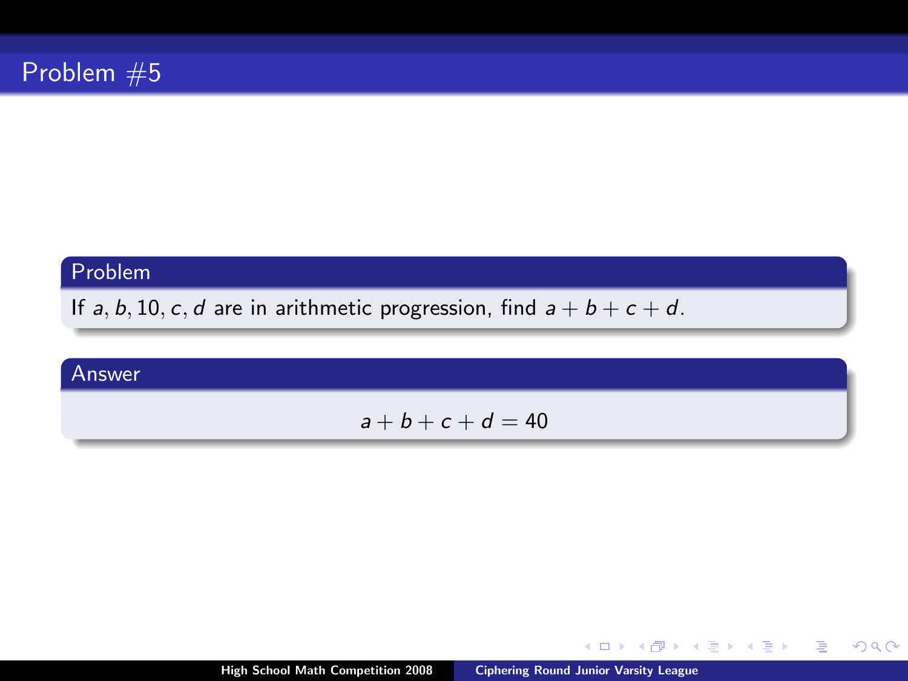# Problem #5

## Problem

If $a, b, 10, c, d$ are in arithmetic progression, find $a + b + c + d$.

## Answer

$$a + b + c + d = 40$$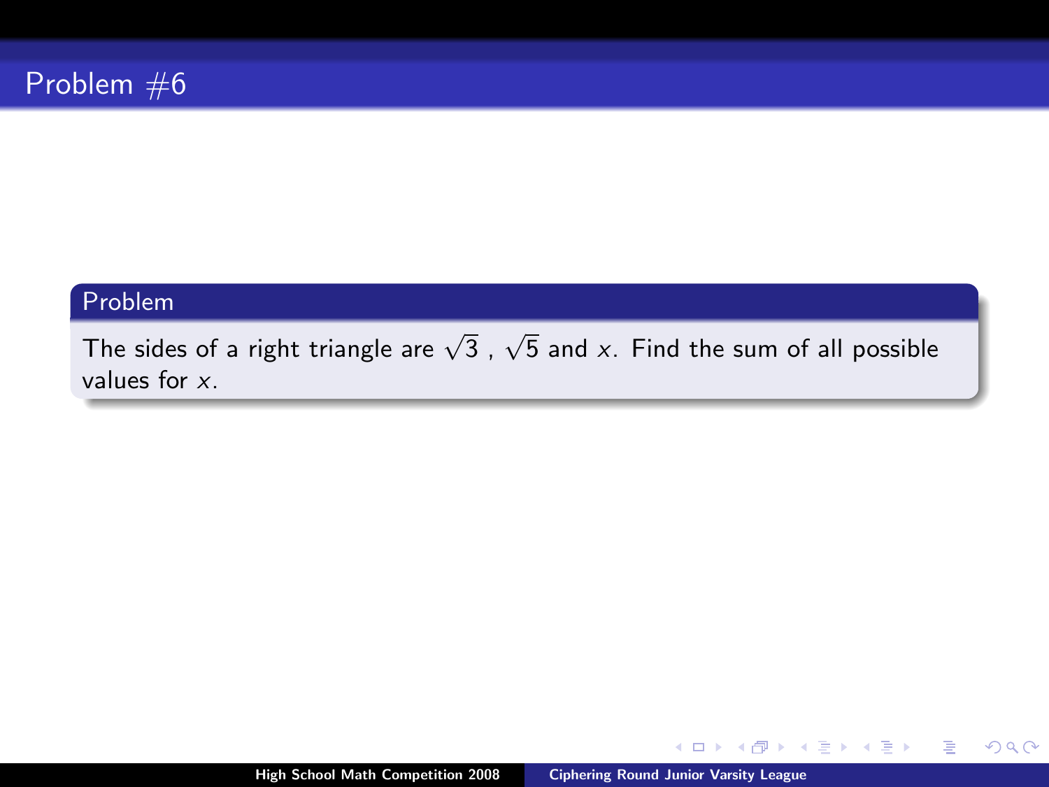# Problem #6

## Problem

The sides of a right triangle are $\sqrt{3}$ , $\sqrt{5}$ and $x$. Find the sum of all possible values for $x$.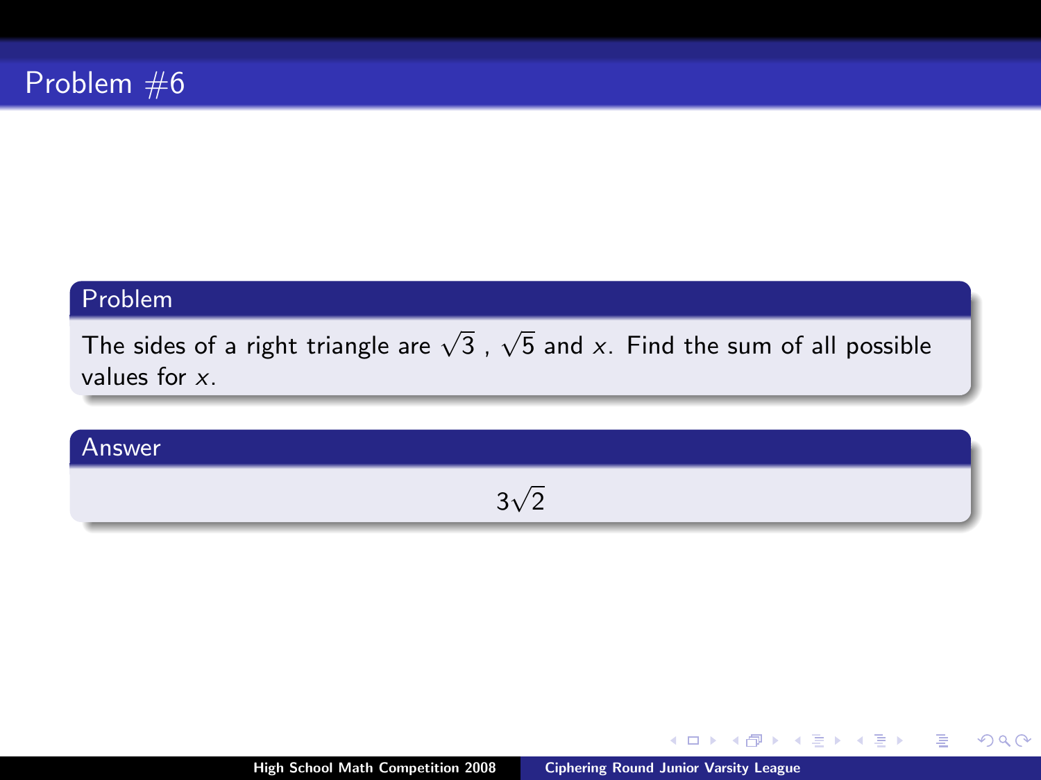# Problem #6

## Problem

The sides of a right triangle are $\sqrt{3}$ , $\sqrt{5}$ and $x$. Find the sum of all possible values for $x$.

## Answer

$$3\sqrt{2}$$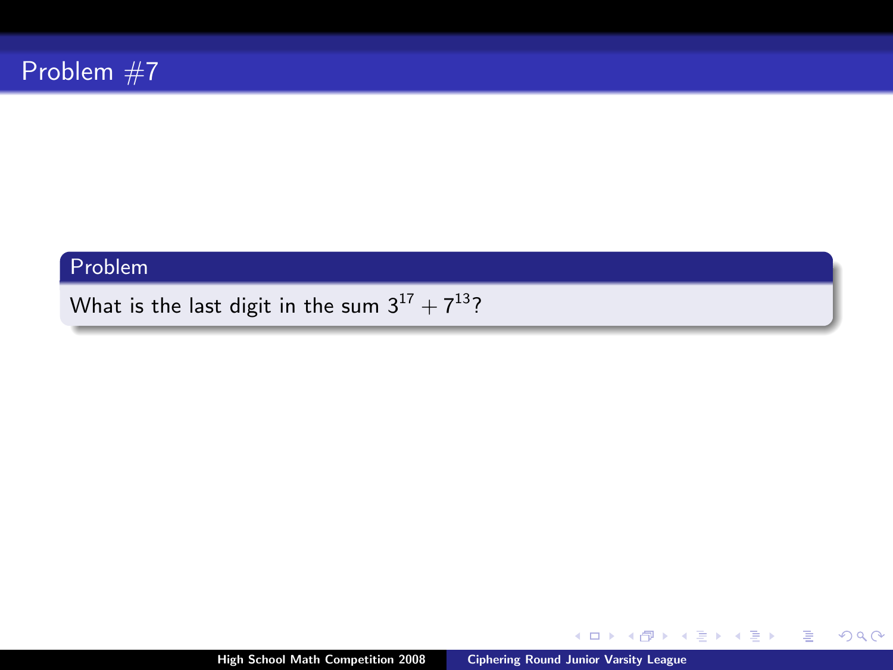# Problem #7

## Problem

What is the last digit in the sum $3^{17} + 7^{13}$?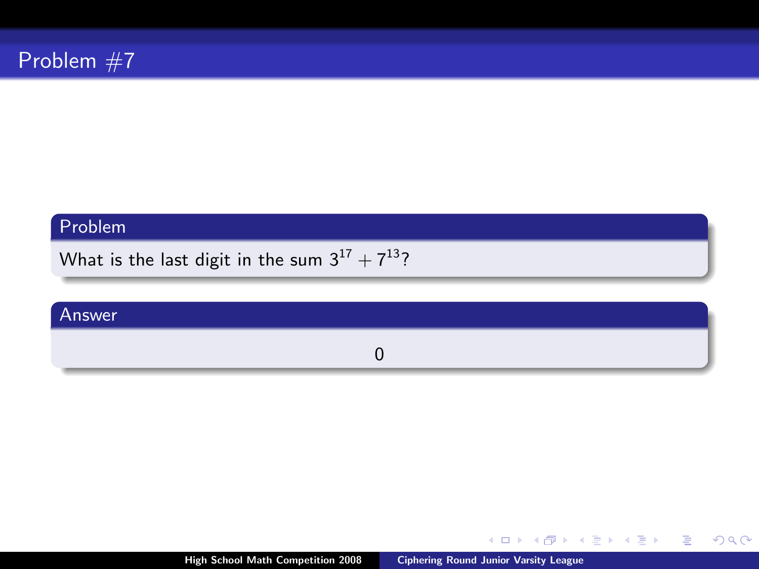# Problem #7

## Problem

What is the last digit in the sum $3^{17} + 7^{13}$?

## Answer

0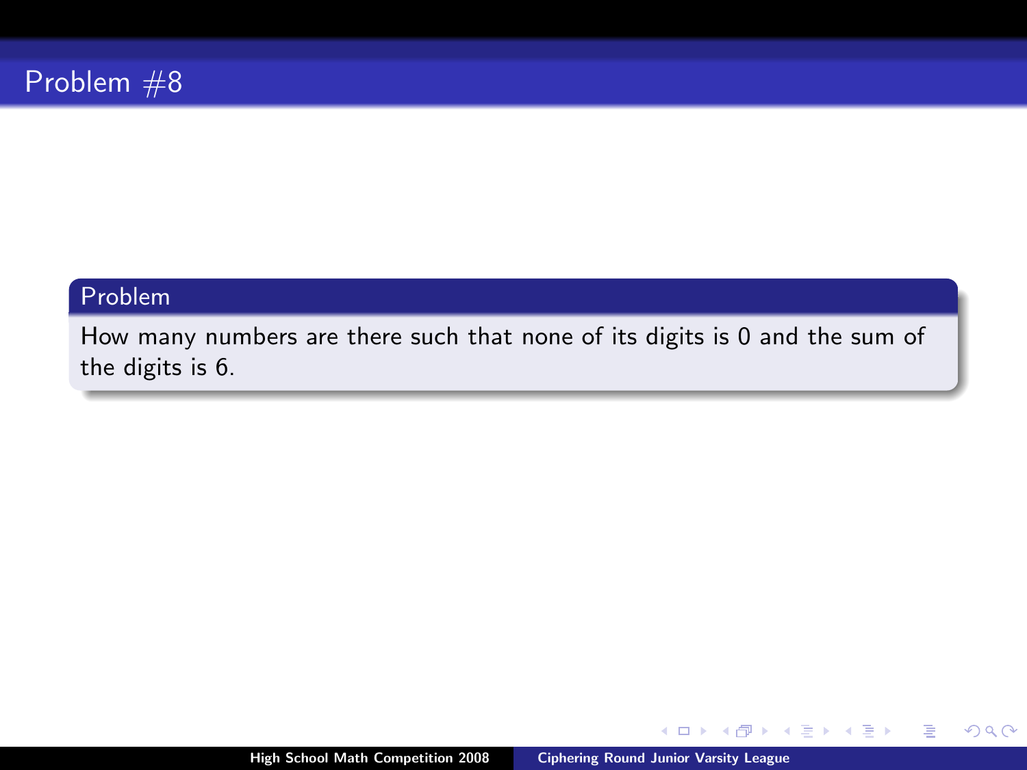# Problem #8

## Problem

How many numbers are there such that none of its digits is 0 and the sum of the digits is 6.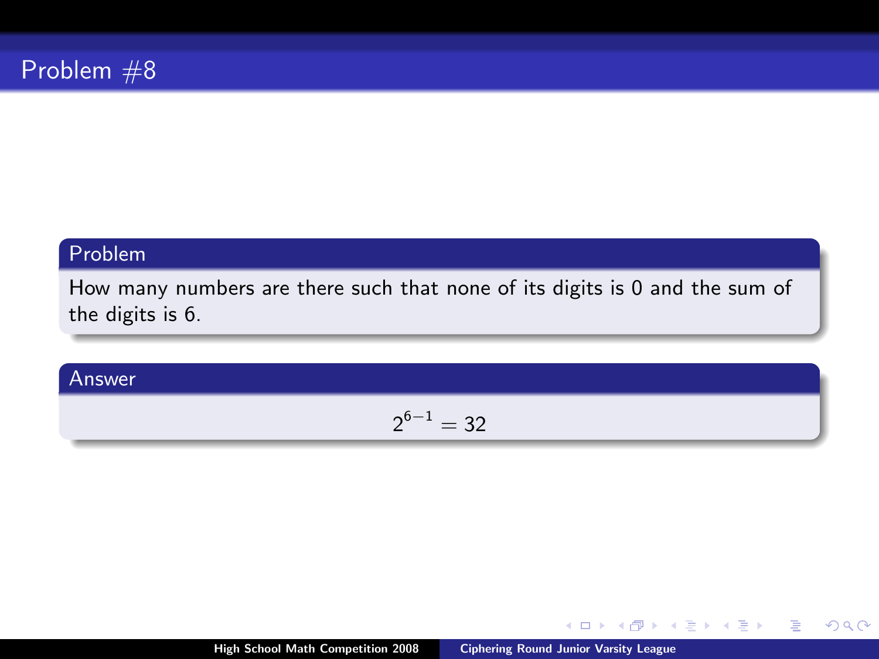# Problem #8

## Problem

How many numbers are there such that none of its digits is 0 and the sum of the digits is 6.

## Answer

$$2^{6-1} = 32$$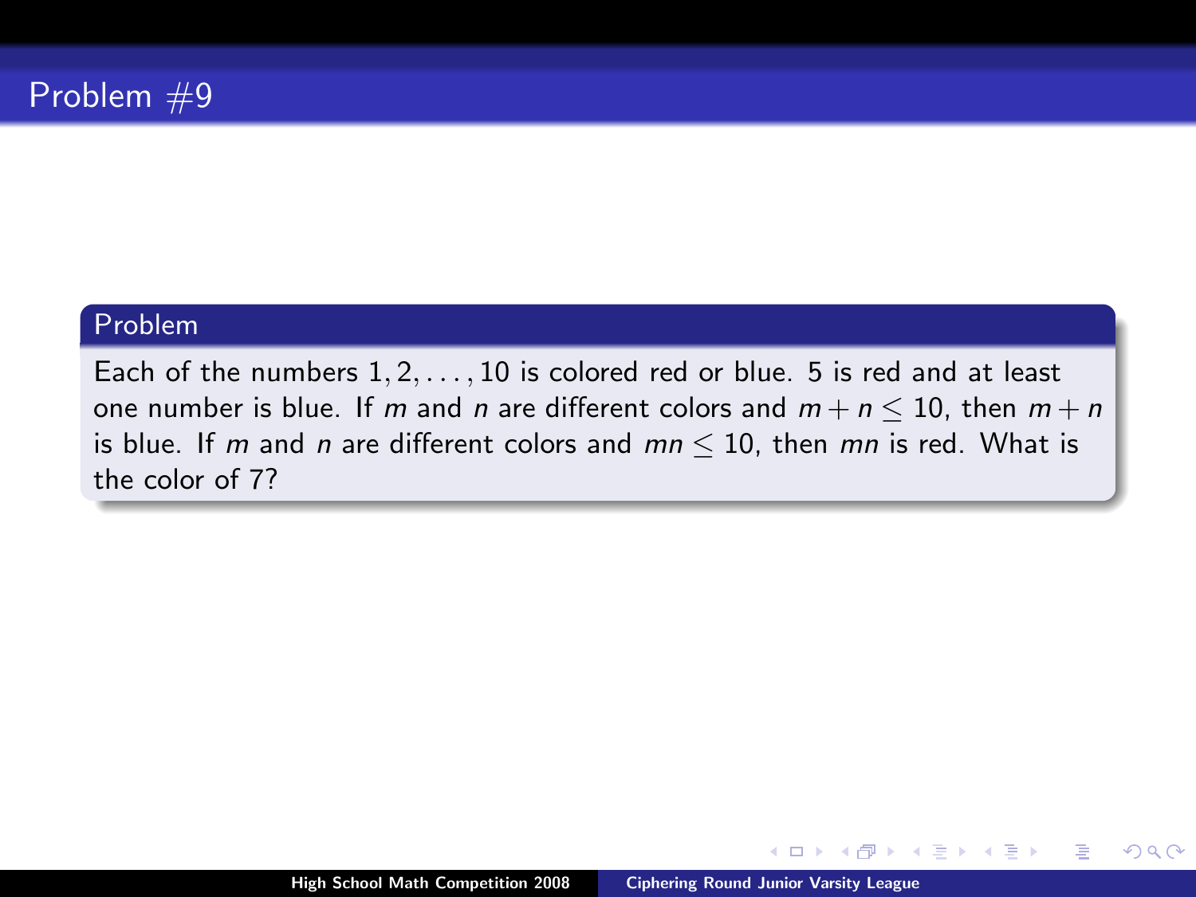# Problem #9

## Problem

Each of the numbers $1, 2, \ldots, 10$ is colored red or blue. 5 is red and at least one number is blue. If $m$ and $n$ are different colors and $m + n \leq 10$, then $m + n$ is blue. If $m$ and $n$ are different colors and $mn \leq 10$, then $mn$ is red. What is the color of 7?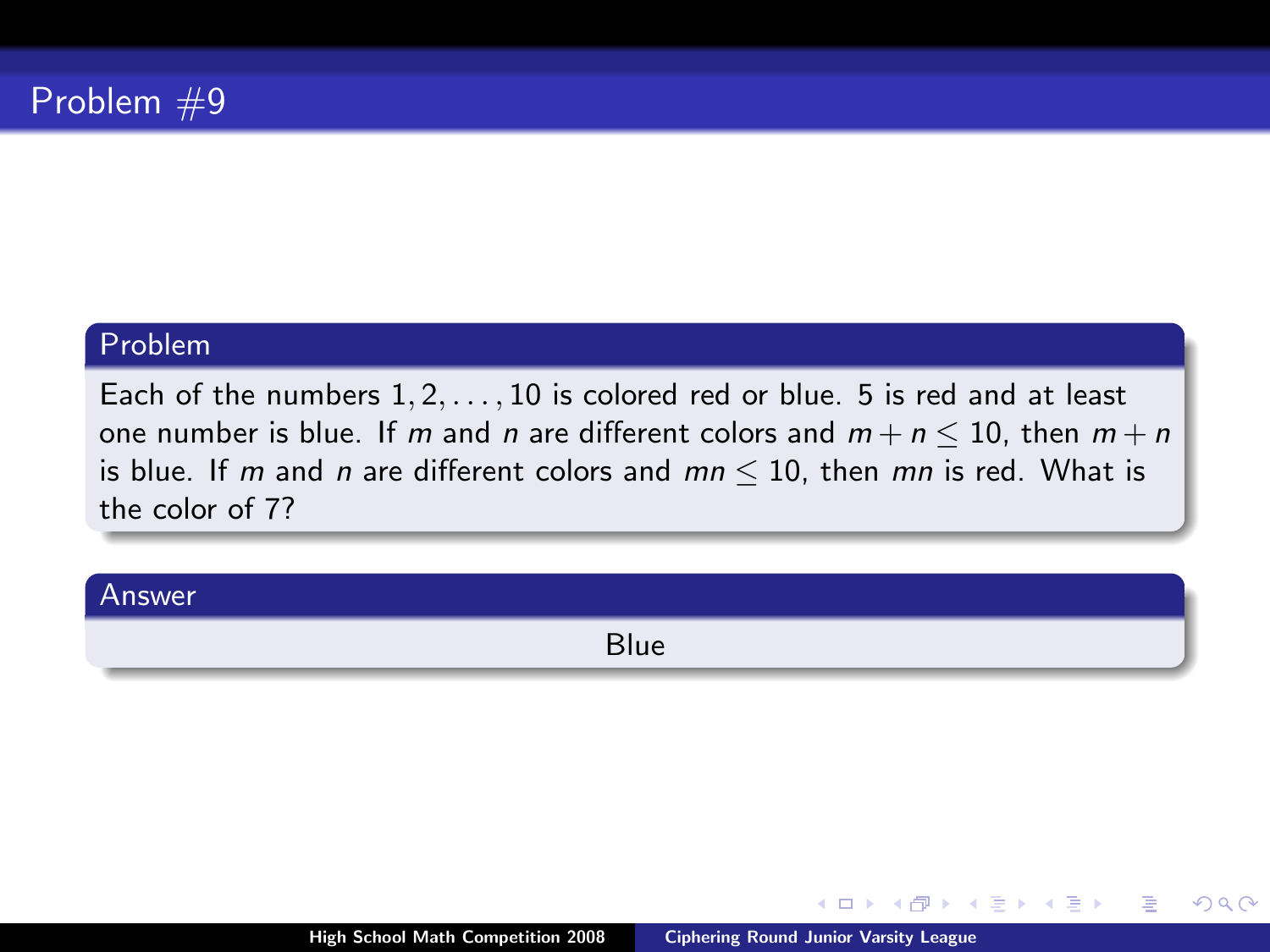# Problem #9

## Problem

Each of the numbers $1, 2, \ldots, 10$ is colored red or blue. 5 is red and at least one number is blue. If $m$ and $n$ are different colors and $m + n \leq 10$, then $m + n$ is blue. If $m$ and $n$ are different colors and $mn \leq 10$, then $mn$ is red. What is the color of 7?

## Answer

Blue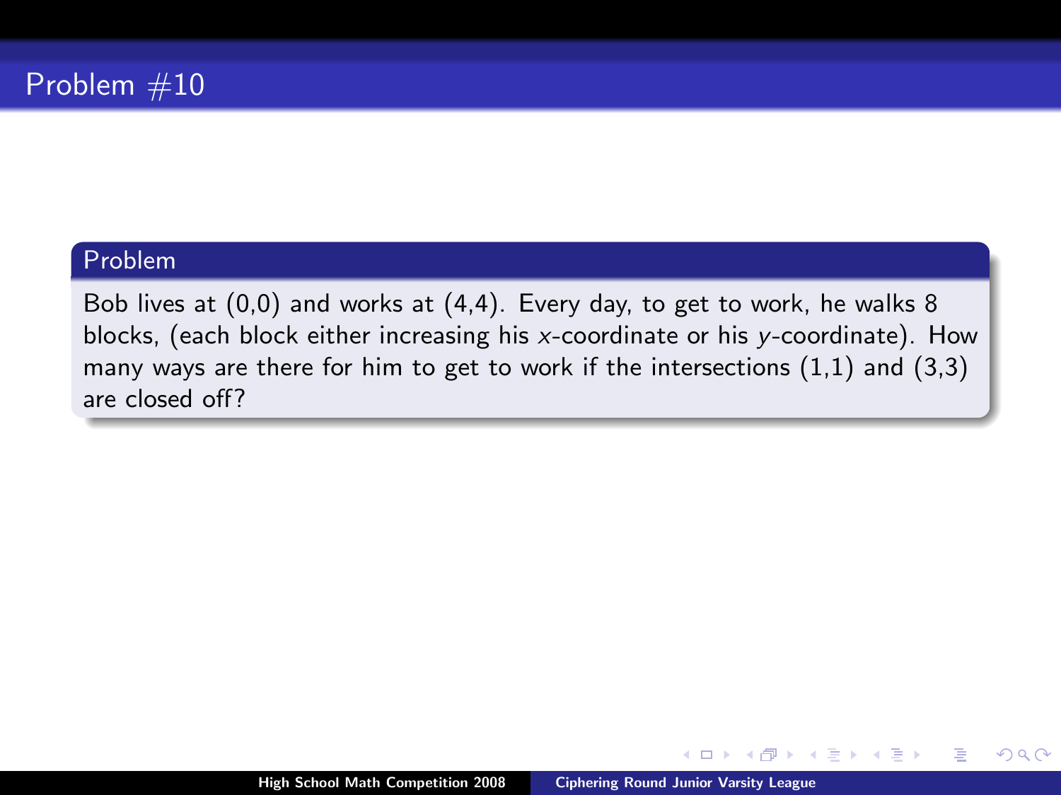# Problem #10

## Problem

Bob lives at (0,0) and works at (4,4). Every day, to get to work, he walks 8 blocks, (each block either increasing his $x$-coordinate or his $y$-coordinate). How many ways are there for him to get to work if the intersections (1,1) and (3,3) are closed off?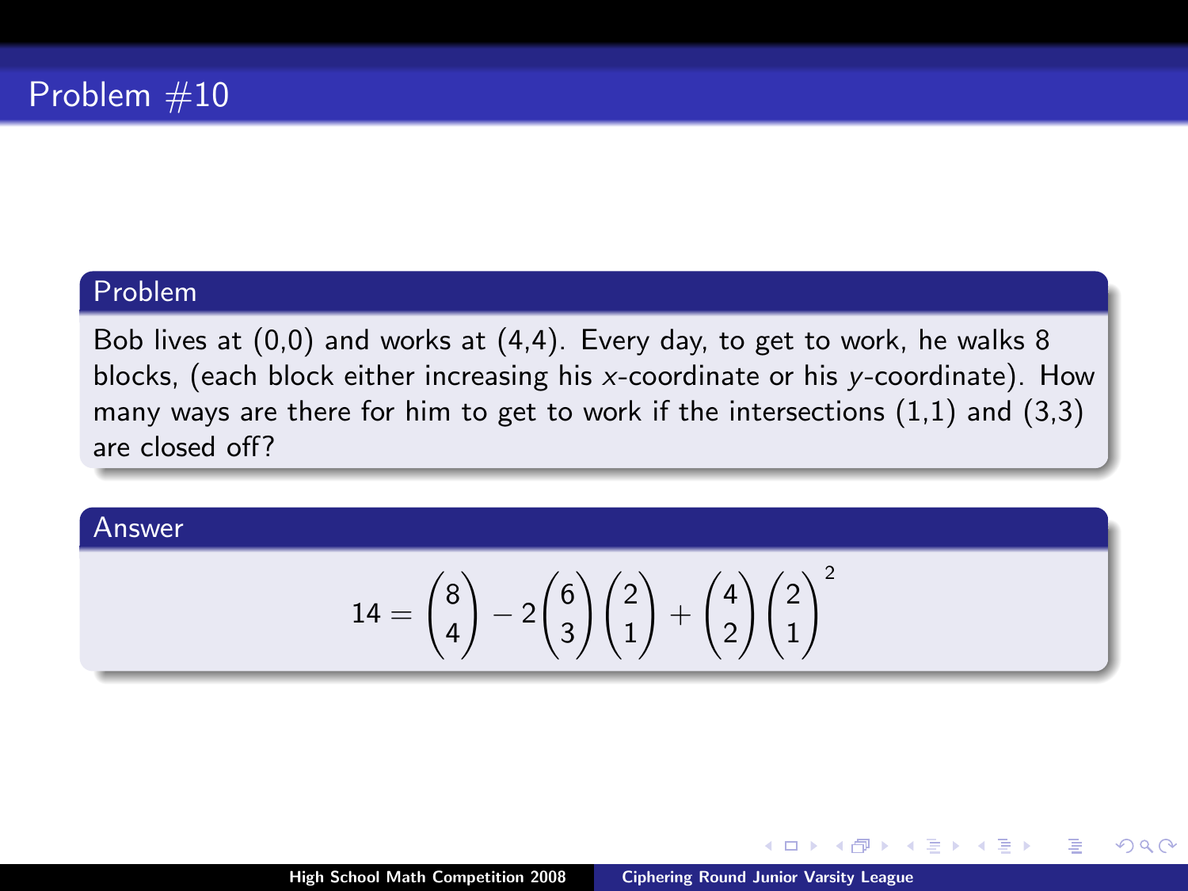# Problem #10

## Problem

Bob lives at (0,0) and works at (4,4). Every day, to get to work, he walks 8 blocks, (each block either increasing his $x$-coordinate or his $y$-coordinate). How many ways are there for him to get to work if the intersections (1,1) and (3,3) are closed off?

## Answer

$$14 = \binom{8}{4} - 2\binom{6}{3}\binom{2}{1} + \binom{4}{2}\binom{2}{1}^2$$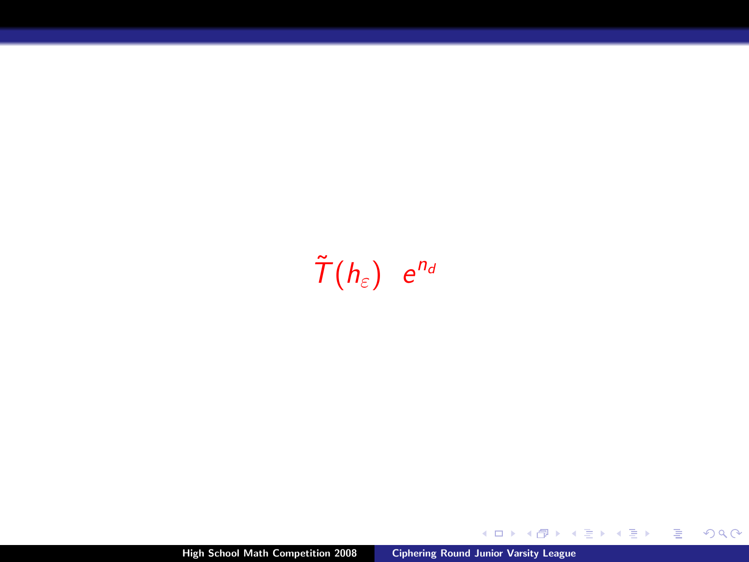$\tilde{T}(h_\varepsilon) \quad e^{n_d}$